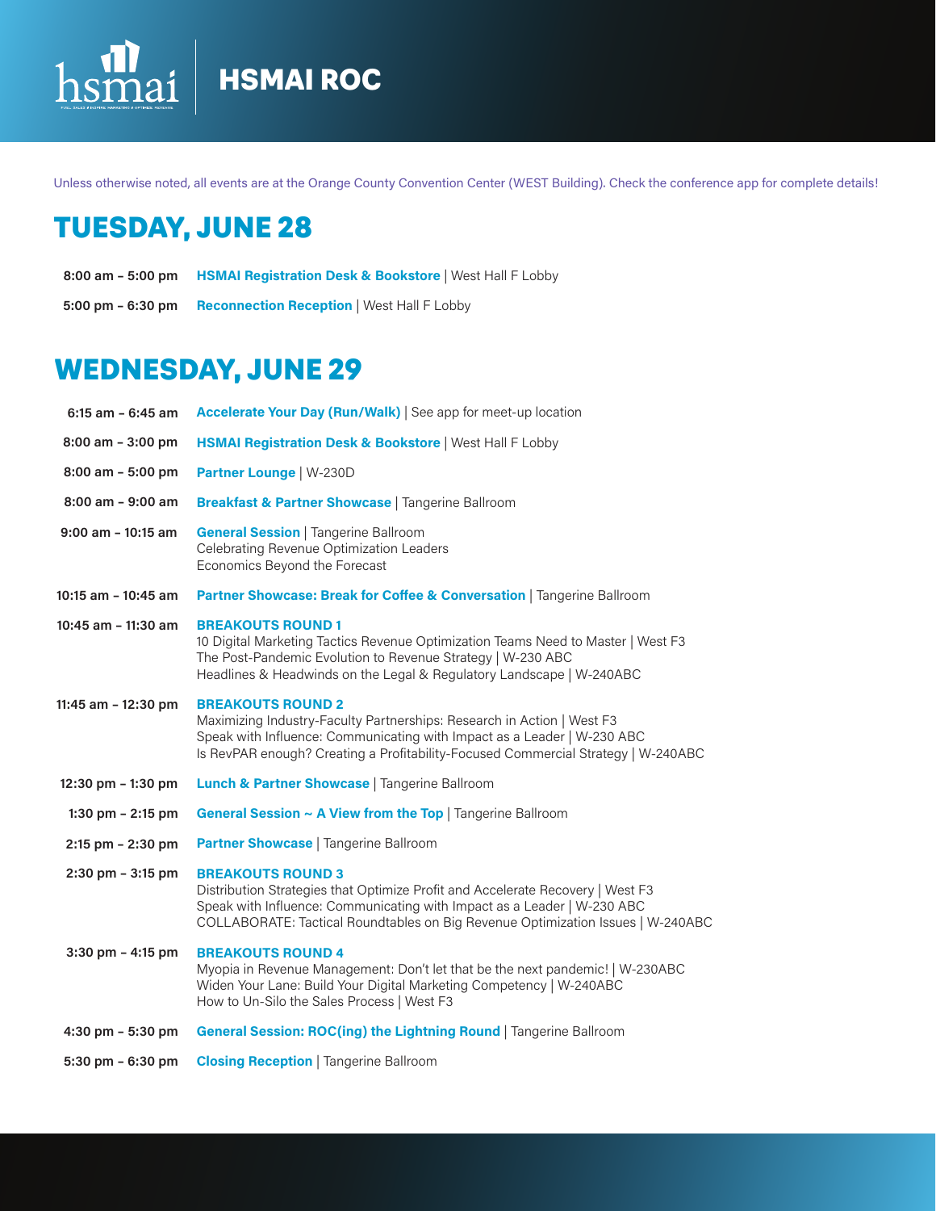# HSMAI ROC

Unless otherwise noted, all events are at the Orange County Convention Center (WEST Building). Check the conference app for complete details!

## TUESDAY, JUNE 28

**8:00 am – 5:00 pm** **HSMAI Registration Desk & Bookstore** | West Hall F Lobby

**5:00 pm – 6:30 pm** **Reconnection Reception** | West Hall F Lobby

## WEDNESDAY, JUNE 29

**6:15 am – 6:45 am** **Accelerate Your Day (Run/Walk)** | See app for meet-up location

**8:00 am – 3:00 pm** **HSMAI Registration Desk & Bookstore** | West Hall F Lobby

**8:00 am – 5:00 pm** **Partner Lounge** | W-230D

**8:00 am – 9:00 am** **Breakfast & Partner Showcase** | Tangerine Ballroom

**9:00 am – 10:15 am** **General Session** | Tangerine Ballroom
Celebrating Revenue Optimization Leaders
Economics Beyond the Forecast

**10:15 am – 10:45 am** **Partner Showcase: Break for Coffee & Conversation** | Tangerine Ballroom

**10:45 am – 11:30 am** **BREAKOUTS ROUND 1**
10 Digital Marketing Tactics Revenue Optimization Teams Need to Master | West F3
The Post-Pandemic Evolution to Revenue Strategy | W-230 ABC
Headlines & Headwinds on the Legal & Regulatory Landscape | W-240ABC

**11:45 am – 12:30 pm** **BREAKOUTS ROUND 2**
Maximizing Industry-Faculty Partnerships: Research in Action | West F3
Speak with Influence: Communicating with Impact as a Leader | W-230 ABC
Is RevPAR enough? Creating a Profitability-Focused Commercial Strategy | W-240ABC

**12:30 pm – 1:30 pm** **Lunch & Partner Showcase** | Tangerine Ballroom

**1:30 pm – 2:15 pm** **General Session ~ A View from the Top** | Tangerine Ballroom

**2:15 pm – 2:30 pm** **Partner Showcase** | Tangerine Ballroom

**2:30 pm – 3:15 pm** **BREAKOUTS ROUND 3**
Distribution Strategies that Optimize Profit and Accelerate Recovery | West F3
Speak with Influence: Communicating with Impact as a Leader | W-230 ABC
COLLABORATE: Tactical Roundtables on Big Revenue Optimization Issues | W-240ABC

**3:30 pm – 4:15 pm** **BREAKOUTS ROUND 4**
Myopia in Revenue Management: Don't let that be the next pandemic! | W-230ABC
Widen Your Lane: Build Your Digital Marketing Competency | W-240ABC
How to Un-Silo the Sales Process | West F3

**4:30 pm – 5:30 pm** **General Session: ROC(ing) the Lightning Round** | Tangerine Ballroom

**5:30 pm – 6:30 pm** **Closing Reception** | Tangerine Ballroom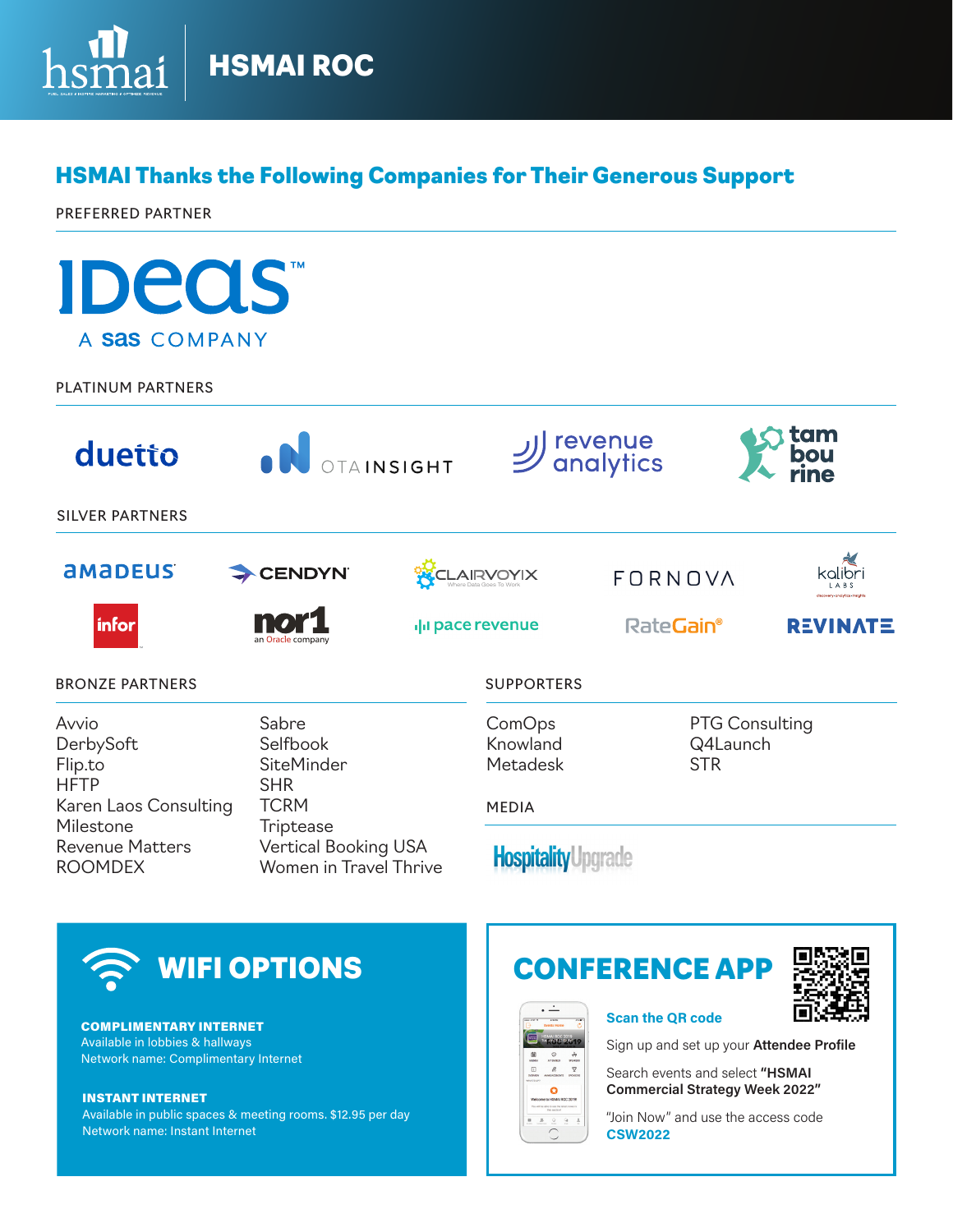# HSMAI ROC

## HSMAI Thanks the Following Companies for Their Generous Support

PREFERRED PARTNER

IDeaS™
A sas COMPANY

PLATINUM PARTNERS

duetto

OTA INSIGHT

revenue analytics

tambourine

SILVER PARTNERS

amadeus

CENDYN

CLAIRVOYIX
Where Data Goes To Work

FORNOVA

kalibri LABS
discovery•analytics•insights

infor

nor1
an Oracle company

pace revenue

RateGain®

REVINATE

BRONZE PARTNERS

Avvio
DerbySoft
Flip.to
HFTP
Karen Laos Consulting
Milestone
Revenue Matters
ROOMDEX
Sabre
Selfbook
SiteMinder
SHR
TCRM
Triptease
Vertical Booking USA
Women in Travel Thrive

SUPPORTERS

ComOps
Knowland
Metadesk
PTG Consulting
Q4Launch
STR

MEDIA

Hospitality Upgrade

## WIFI OPTIONS

**COMPLIMENTARY INTERNET**
Available in lobbies & hallways
Network name: Complimentary Internet

**INSTANT INTERNET**
Available in public spaces & meeting rooms. $12.95 per day
Network name: Instant Internet

## CONFERENCE APP

**Scan the QR code**

Sign up and set up your **Attendee Profile**

Search events and select **"HSMAI Commercial Strategy Week 2022"**

"Join Now" and use the access code **CSW2022**